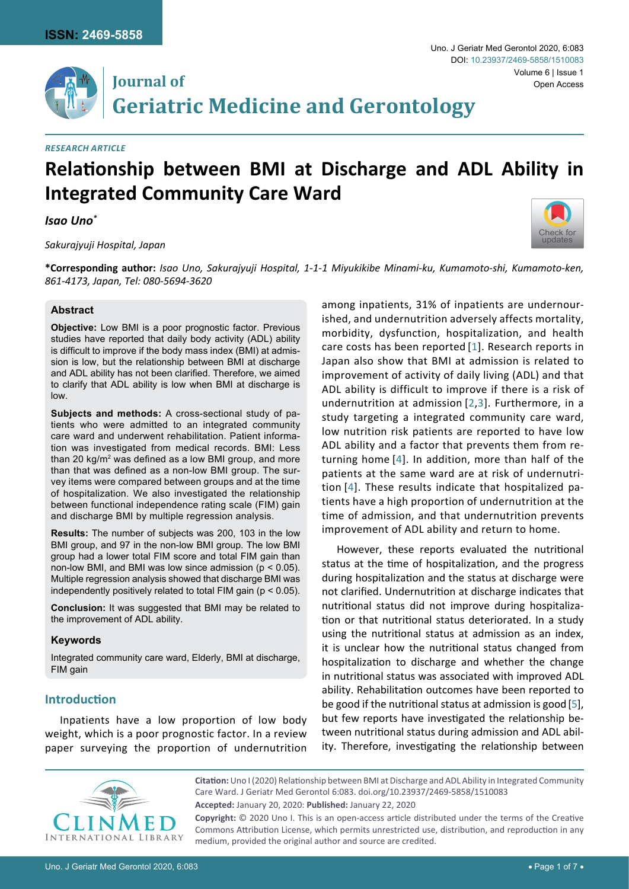*RESEARCH ARTICLE*

# Relationship between BMI at Discharge and ADL Ability in Integrated Community Care Ward

***Isao Uno\****

*Sakurajyuji Hospital, Japan*

**\*Corresponding author:** *Isao Uno, Sakurajyuji Hospital, 1-1-1 Miyukikibe Minami-ku, Kumamoto-shi, Kumamoto-ken, 861-4173, Japan, Tel: 080-5694-3620*

### Abstract

**Objective:** Low BMI is a poor prognostic factor. Previous studies have reported that daily body activity (ADL) ability is difficult to improve if the body mass index (BMI) at admission is low, but the relationship between BMI at discharge and ADL ability has not been clarified. Therefore, we aimed to clarify that ADL ability is low when BMI at discharge is low.

**Subjects and methods:** A cross-sectional study of patients who were admitted to an integrated community care ward and underwent rehabilitation. Patient information was investigated from medical records. BMI: Less than 20 kg/m$^2$ was defined as a low BMI group, and more than that was defined as a non-low BMI group. The survey items were compared between groups and at the time of hospitalization. We also investigated the relationship between functional independence rating scale (FIM) gain and discharge BMI by multiple regression analysis.

**Results:** The number of subjects was 200, 103 in the low BMI group, and 97 in the non-low BMI group. The low BMI group had a lower total FIM score and total FIM gain than non-low BMI, and BMI was low since admission ($p < 0.05$). Multiple regression analysis showed that discharge BMI was independently positively related to total FIM gain ($p < 0.05$).

**Conclusion:** It was suggested that BMI may be related to the improvement of ADL ability.

### Keywords

Integrated community care ward, Elderly, BMI at discharge, FIM gain

## Introduction

Inpatients have a low proportion of low body weight, which is a poor prognostic factor. In a review paper surveying the proportion of undernutrition among inpatients, 31% of inpatients are undernourished, and undernutrition adversely affects mortality, morbidity, dysfunction, hospitalization, and health care costs has been reported [1]. Research reports in Japan also show that BMI at admission is related to improvement of activity of daily living (ADL) and that ADL ability is difficult to improve if there is a risk of undernutrition at admission [2,3]. Furthermore, in a study targeting a integrated community care ward, low nutrition risk patients are reported to have low ADL ability and a factor that prevents them from returning home [4]. In addition, more than half of the patients at the same ward are at risk of undernutrition [4]. These results indicate that hospitalized patients have a high proportion of undernutrition at the time of admission, and that undernutrition prevents improvement of ADL ability and return to home.

However, these reports evaluated the nutritional status at the time of hospitalization, and the progress during hospitalization and the status at discharge were not clarified. Undernutrition at discharge indicates that nutritional status did not improve during hospitalization or that nutritional status deteriorated. In a study using the nutritional status at admission as an index, it is unclear how the nutritional status changed from hospitalization to discharge and whether the change in nutritional status was associated with improved ADL ability. Rehabilitation outcomes have been reported to be good if the nutritional status at admission is good [5], but few reports have investigated the relationship between nutritional status during admission and ADL ability. Therefore, investigating the relationship between

**Citation:** Uno I (2020) Relationship between BMI at Discharge and ADL Ability in Integrated Community Care Ward. J Geriatr Med Gerontol 6:083. doi.org/10.23937/2469-5858/1510083

**Accepted:** January 20, 2020: **Published:** January 22, 2020

**Copyright:** © 2020 Uno I. This is an open-access article distributed under the terms of the Creative Commons Attribution License, which permits unrestricted use, distribution, and reproduction in any medium, provided the original author and source are credited.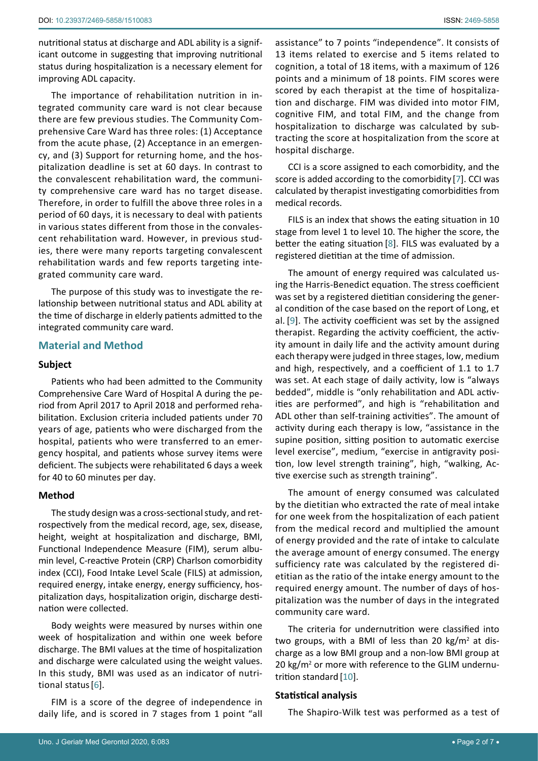nutritional status at discharge and ADL ability is a significant outcome in suggesting that improving nutritional status during hospitalization is a necessary element for improving ADL capacity.

The importance of rehabilitation nutrition in integrated community care ward is not clear because there are few previous studies. The Community Comprehensive Care Ward has three roles: (1) Acceptance from the acute phase, (2) Acceptance in an emergency, and (3) Support for returning home, and the hospitalization deadline is set at 60 days. In contrast to the convalescent rehabilitation ward, the community comprehensive care ward has no target disease. Therefore, in order to fulfill the above three roles in a period of 60 days, it is necessary to deal with patients in various states different from those in the convalescent rehabilitation ward. However, in previous studies, there were many reports targeting convalescent rehabilitation wards and few reports targeting integrated community care ward.

The purpose of this study was to investigate the relationship between nutritional status and ADL ability at the time of discharge in elderly patients admitted to the integrated community care ward.

## Material and Method

### Subject

Patients who had been admitted to the Community Comprehensive Care Ward of Hospital A during the period from April 2017 to April 2018 and performed rehabilitation. Exclusion criteria included patients under 70 years of age, patients who were discharged from the hospital, patients who were transferred to an emergency hospital, and patients whose survey items were deficient. The subjects were rehabilitated 6 days a week for 40 to 60 minutes per day.

### Method

The study design was a cross-sectional study, and retrospectively from the medical record, age, sex, disease, height, weight at hospitalization and discharge, BMI, Functional Independence Measure (FIM), serum albumin level, C-reactive Protein (CRP) Charlson comorbidity index (CCI), Food Intake Level Scale (FILS) at admission, required energy, intake energy, energy sufficiency, hospitalization days, hospitalization origin, discharge destination were collected.

Body weights were measured by nurses within one week of hospitalization and within one week before discharge. The BMI values at the time of hospitalization and discharge were calculated using the weight values. In this study, BMI was used as an indicator of nutritional status [6].

FIM is a score of the degree of independence in daily life, and is scored in 7 stages from 1 point "all assistance" to 7 points "independence". It consists of 13 items related to exercise and 5 items related to cognition, a total of 18 items, with a maximum of 126 points and a minimum of 18 points. FIM scores were scored by each therapist at the time of hospitalization and discharge. FIM was divided into motor FIM, cognitive FIM, and total FIM, and the change from hospitalization to discharge was calculated by subtracting the score at hospitalization from the score at hospital discharge.

CCI is a score assigned to each comorbidity, and the score is added according to the comorbidity [7]. CCI was calculated by therapist investigating comorbidities from medical records.

FILS is an index that shows the eating situation in 10 stage from level 1 to level 10. The higher the score, the better the eating situation [8]. FILS was evaluated by a registered dietitian at the time of admission.

The amount of energy required was calculated using the Harris-Benedict equation. The stress coefficient was set by a registered dietitian considering the general condition of the case based on the report of Long, et al. [9]. The activity coefficient was set by the assigned therapist. Regarding the activity coefficient, the activity amount in daily life and the activity amount during each therapy were judged in three stages, low, medium and high, respectively, and a coefficient of 1.1 to 1.7 was set. At each stage of daily activity, low is "always bedded", middle is "only rehabilitation and ADL activities are performed", and high is "rehabilitation and ADL other than self-training activities". The amount of activity during each therapy is low, "assistance in the supine position, sitting position to automatic exercise level exercise", medium, "exercise in antigravity position, low level strength training", high, "walking, Active exercise such as strength training".

The amount of energy consumed was calculated by the dietitian who extracted the rate of meal intake for one week from the hospitalization of each patient from the medical record and multiplied the amount of energy provided and the rate of intake to calculate the average amount of energy consumed. The energy sufficiency rate was calculated by the registered dietitian as the ratio of the intake energy amount to the required energy amount. The number of days of hospitalization was the number of days in the integrated community care ward.

The criteria for undernutrition were classified into two groups, with a BMI of less than 20 kg/m$^2$ at discharge as a low BMI group and a non-low BMI group at 20 kg/m$^2$ or more with reference to the GLIM undernutrition standard [10].

### Statistical analysis

The Shapiro-Wilk test was performed as a test of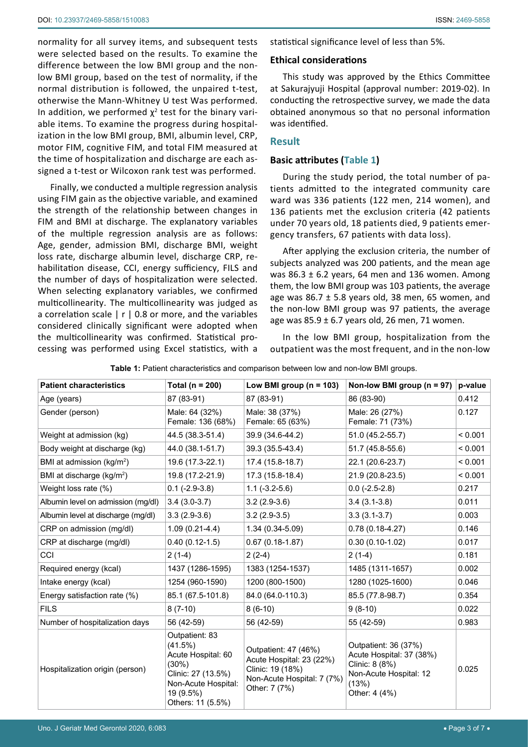normality for all survey items, and subsequent tests were selected based on the results. To examine the difference between the low BMI group and the non-low BMI group, based on the test of normality, if the normal distribution is followed, the unpaired t-test, otherwise the Mann-Whitney U test Was performed. In addition, we performed $\chi^2$ test for the binary variable items. To examine the progress during hospitalization in the low BMI group, BMI, albumin level, CRP, motor FIM, cognitive FIM, and total FIM measured at the time of hospitalization and discharge are each assigned a t-test or Wilcoxon rank test was performed.

Finally, we conducted a multiple regression analysis using FIM gain as the objective variable, and examined the strength of the relationship between changes in FIM and BMI at discharge. The explanatory variables of the multiple regression analysis are as follows: Age, gender, admission BMI, discharge BMI, weight loss rate, discharge albumin level, discharge CRP, rehabilitation disease, CCI, energy sufficiency, FILS and the number of days of hospitalization were selected. When selecting explanatory variables, we confirmed multicollinearity. The multicollinearity was judged as a correlation scale | r | 0.8 or more, and the variables considered clinically significant were adopted when the multicollinearity was confirmed. Statistical processing was performed using Excel statistics, with a statistical significance level of less than 5%.

## Ethical considerations

This study was approved by the Ethics Committee at Sakurajyuji Hospital (approval number: 2019-02). In conducting the retrospective survey, we made the data obtained anonymous so that no personal information was identified.

# Result

## Basic attributes (Table 1)

During the study period, the total number of patients admitted to the integrated community care ward was 336 patients (122 men, 214 women), and 136 patients met the exclusion criteria (42 patients under 70 years old, 18 patients died, 9 patients emergency transfers, 67 patients with data loss).

After applying the exclusion criteria, the number of subjects analyzed was 200 patients, and the mean age was 86.3 ± 6.2 years, 64 men and 136 women. Among them, the low BMI group was 103 patients, the average age was 86.7 ± 5.8 years old, 38 men, 65 women, and the non-low BMI group was 97 patients, the average age was 85.9 ± 6.7 years old, 26 men, 71 women.

In the low BMI group, hospitalization from the outpatient was the most frequent, and in the non-low

**Table 1:** Patient characteristics and comparison between low and non-low BMI groups.

| Patient characteristics | Total (n = 200) | Low BMI group (n = 103) | Non-low BMI group (n = 97) | p-value |
|---|---|---|---|---|
| Age (years) | 87 (83-91) | 87 (83-91) | 86 (83-90) | 0.412 |
| Gender (person) | Male: 64 (32%) Female: 136 (68%) | Male: 38 (37%) Female: 65 (63%) | Male: 26 (27%) Female: 71 (73%) | 0.127 |
| Weight at admission (kg) | 44.5 (38.3-51.4) | 39.9 (34.6-44.2) | 51.0 (45.2-55.7) | < 0.001 |
| Body weight at discharge (kg) | 44.0 (38.1-51.7) | 39.3 (35.5-43.4) | 51.7 (45.8-55.6) | < 0.001 |
| BMI at admission (kg/m$^2$) | 19.6 (17.3-22.1) | 17.4 (15.8-18.7) | 22.1 (20.6-23.7) | < 0.001 |
| BMI at discharge (kg/m$^2$) | 19.8 (17.2-21.9) | 17.3 (15.8-18.4) | 21.9 (20.8-23.5) | < 0.001 |
| Weight loss rate (%) | 0.1 (-2.9-3.8) | 1.1 (-3.2-5.6) | 0.0 (-2.5-2.8) | 0.217 |
| Albumin level on admission (mg/dl) | 3.4 (3.0-3.7) | 3.2 (2.9-3.6) | 3.4 (3.1-3.8) | 0.011 |
| Albumin level at discharge (mg/dl) | 3.3 (2.9-3.6) | 3.2 (2.9-3.5) | 3.3 (3.1-3.7) | 0.003 |
| CRP on admission (mg/dl) | 1.09 (0.21-4.4) | 1.34 (0.34-5.09) | 0.78 (0.18-4.27) | 0.146 |
| CRP at discharge (mg/dl) | 0.40 (0.12-1.5) | 0.67 (0.18-1.87) | 0.30 (0.10-1.02) | 0.017 |
| CCI | 2 (1-4) | 2 (2-4) | 2 (1-4) | 0.181 |
| Required energy (kcal) | 1437 (1286-1595) | 1383 (1254-1537) | 1485 (1311-1657) | 0.002 |
| Intake energy (kcal) | 1254 (960-1590) | 1200 (800-1500) | 1280 (1025-1600) | 0.046 |
| Energy satisfaction rate (%) | 85.1 (67.5-101.8) | 84.0 (64.0-110.3) | 85.5 (77.8-98.7) | 0.354 |
| FILS | 8 (7-10) | 8 (6-10) | 9 (8-10) | 0.022 |
| Number of hospitalization days | 56 (42-59) | 56 (42-59) | 55 (42-59) | 0.983 |
| Hospitalization origin (person) | Outpatient: 83 (41.5%) Acute Hospital: 60 (30%) Clinic: 27 (13.5%) Non-Acute Hospital: 19 (9.5%) Others: 11 (5.5%) | Outpatient: 47 (46%) Acute Hospital: 23 (22%) Clinic: 19 (18%) Non-Acute Hospital: 7 (7%) Other: 7 (7%) | Outpatient: 36 (37%) Acute Hospital: 37 (38%) Clinic: 8 (8%) Non-Acute Hospital: 12 (13%) Other: 4 (4%) | 0.025 |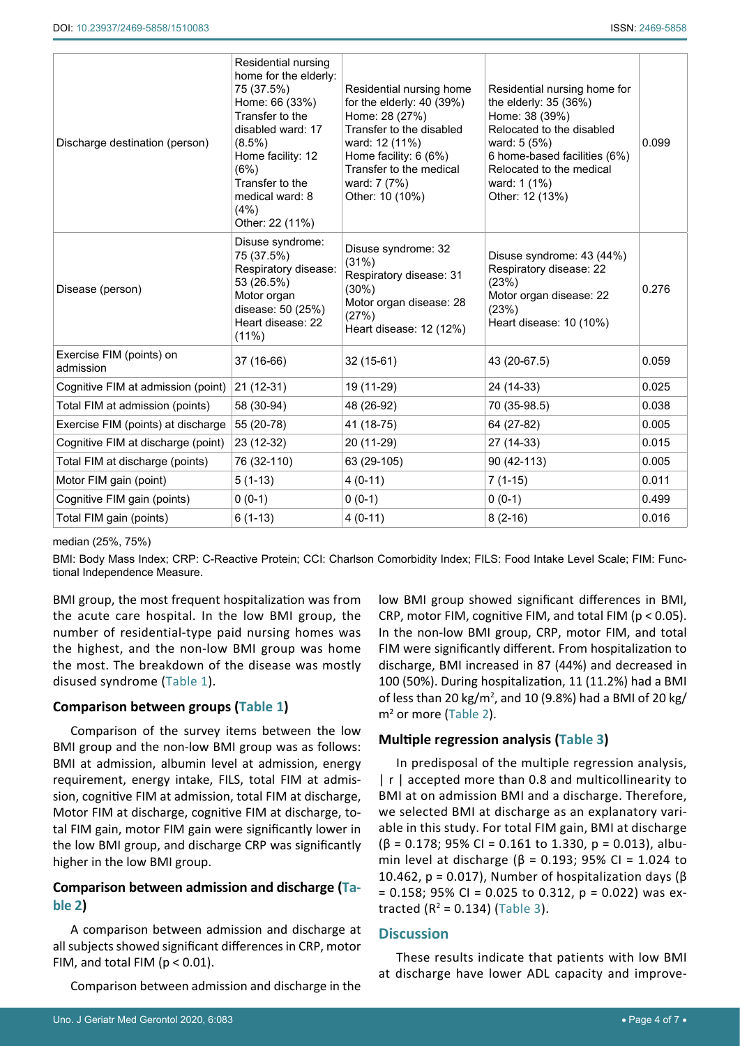| Discharge destination (person) | Residential nursing home for the elderly: 75 (37.5%)<br>Home: 66 (33%)<br>Transfer to the disabled ward: 17 (8.5%)<br>Home facility: 12 (6%)<br>Transfer to the medical ward: 8 (4%)<br>Other: 22 (11%) | Residential nursing home for the elderly: 40 (39%)<br>Home: 28 (27%)<br>Transfer to the disabled ward: 12 (11%)<br>Home facility: 6 (6%)<br>Transfer to the medical ward: 7 (7%)<br>Other: 10 (10%) | Residential nursing home for the elderly: 35 (36%)<br>Home: 38 (39%)<br>Relocated to the disabled ward: 5 (5%)<br>6 home-based facilities (6%)<br>Relocated to the medical ward: 1 (1%)<br>Other: 12 (13%) | 0.099 |
|---|---|---|---|---|
| Disease (person) | Disuse syndrome: 75 (37.5%)<br>Respiratory disease: 53 (26.5%)<br>Motor organ disease: 50 (25%)<br>Heart disease: 22 (11%) | Disuse syndrome: 32 (31%)<br>Respiratory disease: 31 (30%)<br>Motor organ disease: 28 (27%)<br>Heart disease: 12 (12%) | Disuse syndrome: 43 (44%)<br>Respiratory disease: 22 (23%)<br>Motor organ disease: 22 (23%)<br>Heart disease: 10 (10%) | 0.276 |
| Exercise FIM (points) on admission | 37 (16-66) | 32 (15-61) | 43 (20-67.5) | 0.059 |
| Cognitive FIM at admission (point) | 21 (12-31) | 19 (11-29) | 24 (14-33) | 0.025 |
| Total FIM at admission (points) | 58 (30-94) | 48 (26-92) | 70 (35-98.5) | 0.038 |
| Exercise FIM (points) at discharge | 55 (20-78) | 41 (18-75) | 64 (27-82) | 0.005 |
| Cognitive FIM at discharge (point) | 23 (12-32) | 20 (11-29) | 27 (14-33) | 0.015 |
| Total FIM at discharge (points) | 76 (32-110) | 63 (29-105) | 90 (42-113) | 0.005 |
| Motor FIM gain (point) | 5 (1-13) | 4 (0-11) | 7 (1-15) | 0.011 |
| Cognitive FIM gain (points) | 0 (0-1) | 0 (0-1) | 0 (0-1) | 0.499 |
| Total FIM gain (points) | 6 (1-13) | 4 (0-11) | 8 (2-16) | 0.016 |

median (25%, 75%)

BMI: Body Mass Index; CRP: C-Reactive Protein; CCI: Charlson Comorbidity Index; FILS: Food Intake Level Scale; FIM: Functional Independence Measure.

BMI group, the most frequent hospitalization was from the acute care hospital. In the low BMI group, the number of residential-type paid nursing homes was the highest, and the non-low BMI group was home the most. The breakdown of the disease was mostly disused syndrome (Table 1).

### Comparison between groups (Table 1)

Comparison of the survey items between the low BMI group and the non-low BMI group was as follows: BMI at admission, albumin level at admission, energy requirement, energy intake, FILS, total FIM at admission, cognitive FIM at admission, total FIM at discharge, Motor FIM at discharge, cognitive FIM at discharge, total FIM gain, motor FIM gain were significantly lower in the low BMI group, and discharge CRP was significantly higher in the low BMI group.

### Comparison between admission and discharge (Table 2)

A comparison between admission and discharge at all subjects showed significant differences in CRP, motor FIM, and total FIM ($p < 0.01$).

Comparison between admission and discharge in the low BMI group showed significant differences in BMI, CRP, motor FIM, cognitive FIM, and total FIM ($p < 0.05$). In the non-low BMI group, CRP, motor FIM, and total FIM were significantly different. From hospitalization to discharge, BMI increased in 87 (44%) and decreased in 100 (50%). During hospitalization, 11 (11.2%) had a BMI of less than 20 kg/$m^2$, and 10 (9.8%) had a BMI of 20 kg/$m^2$ or more (Table 2).

### Multiple regression analysis (Table 3)

In predisposal of the multiple regression analysis, | r | accepted more than 0.8 and multicollinearity to BMI at on admission BMI and a discharge. Therefore, we selected BMI at discharge as an explanatory variable in this study. For total FIM gain, BMI at discharge ($\beta$ = 0.178; 95% CI = 0.161 to 1.330, p = 0.013), albumin level at discharge ($\beta$ = 0.193; 95% CI = 1.024 to 10.462, p = 0.017), Number of hospitalization days ($\beta$ = 0.158; 95% CI = 0.025 to 0.312, p = 0.022) was extracted ($R^2$ = 0.134) (Table 3).

## Discussion

These results indicate that patients with low BMI at discharge have lower ADL capacity and improve-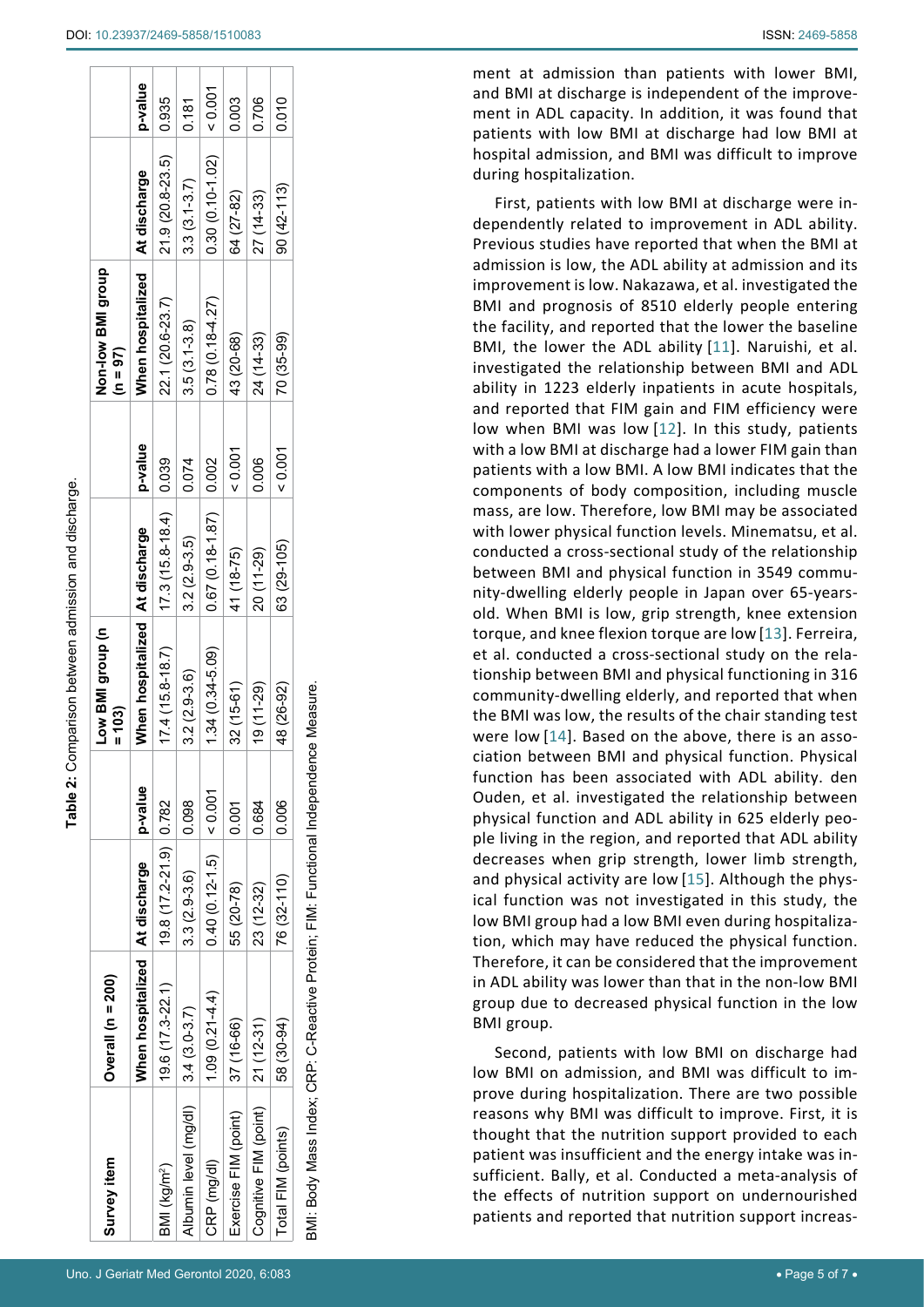**Table 2:** Comparison between admission and discharge.

| Survey item | Overall (n = 200) | | | Low BMI group (n = 103) | | | Non-low BMI group (n = 97) | | |
|---|---|---|---|---|---|---|---|---|---|
| | When hospitalized | At discharge | p-value | When hospitalized | At discharge | p-value | When hospitalized | At discharge | p-value |
| BMI (kg/m²) | 19.6 (17.3-22.1) | 19.8 (17.2-21.9) | 0.782 | 17.4 (15.8-18.7) | 17.3 (15.8-18.4) | 0.039 | 22.1 (20.6-23.7) | 21.9 (20.8-23.5) | 0.935 |
| Albumin level (mg/dl) | 3.4 (3.0-3.7) | 3.3 (2.9-3.6) | 0.098 | 3.2 (2.9-3.6) | 3.2 (2.9-3.5) | 0.074 | 3.5 (3.1-3.8) | 3.3 (3.1-3.7) | 0.181 |
| CRP (mg/dl) | 1.09 (0.21-4.4) | 0.40 (0.12-1.5) | < 0.001 | 1.34 (0.34-5.09) | 0.67 (0.18-1.87) | 0.002 | 0.78 (0.18-4.27) | 0.30 (0.10-1.02) | < 0.001 |
| Exercise FIM (point) | 37 (16-66) | 55 (20-78) | 0.001 | 32 (15-61) | 41 (18-75) | < 0.001 | 43 (20-68) | 64 (27-82) | 0.003 |
| Cognitive FIM (point) | 21 (12-31) | 23 (12-32) | 0.684 | 19 (11-29) | 20 (11-29) | 0.006 | 24 (14-33) | 27 (14-33) | 0.706 |
| Total FIM (points) | 58 (30-94) | 76 (32-110) | 0.006 | 48 (26-92) | 63 (29-105) | < 0.001 | 70 (35-99) | 90 (42-113) | 0.010 |

BMI: Body Mass Index; CRP: C-Reactive Protein; FIM: Functional Independence Measure.

ment at admission than patients with lower BMI, and BMI at discharge is independent of the improvement in ADL capacity. In addition, it was found that patients with low BMI at discharge had low BMI at hospital admission, and BMI was difficult to improve during hospitalization.

First, patients with low BMI at discharge were independently related to improvement in ADL ability. Previous studies have reported that when the BMI at admission is low, the ADL ability at admission and its improvement is low. Nakazawa, et al. investigated the BMI and prognosis of 8510 elderly people entering the facility, and reported that the lower the baseline BMI, the lower the ADL ability [11]. Naruishi, et al. investigated the relationship between BMI and ADL ability in 1223 elderly inpatients in acute hospitals, and reported that FIM gain and FIM efficiency were low when BMI was low [12]. In this study, patients with a low BMI at discharge had a lower FIM gain than patients with a low BMI. A low BMI indicates that the components of body composition, including muscle mass, are low. Therefore, low BMI may be associated with lower physical function levels. Minematsu, et al. conducted a cross-sectional study of the relationship between BMI and physical function in 3549 community-dwelling elderly people in Japan over 65-years-old. When BMI is low, grip strength, knee extension torque, and knee flexion torque are low [13]. Ferreira, et al. conducted a cross-sectional study on the relationship between BMI and physical functioning in 316 community-dwelling elderly, and reported that when the BMI was low, the results of the chair standing test were low [14]. Based on the above, there is an association between BMI and physical function. Physical function has been associated with ADL ability. den Ouden, et al. investigated the relationship between physical function and ADL ability in 625 elderly people living in the region, and reported that ADL ability decreases when grip strength, lower limb strength, and physical activity are low [15]. Although the physical function was not investigated in this study, the low BMI group had a low BMI even during hospitalization, which may have reduced the physical function. Therefore, it can be considered that the improvement in ADL ability was lower than that in the non-low BMI group due to decreased physical function in the low BMI group.

Second, patients with low BMI on discharge had low BMI on admission, and BMI was difficult to improve during hospitalization. There are two possible reasons why BMI was difficult to improve. First, it is thought that the nutrition support provided to each patient was insufficient and the energy intake was insufficient. Bally, et al. Conducted a meta-analysis of the effects of nutrition support on undernourished patients and reported that nutrition support increas-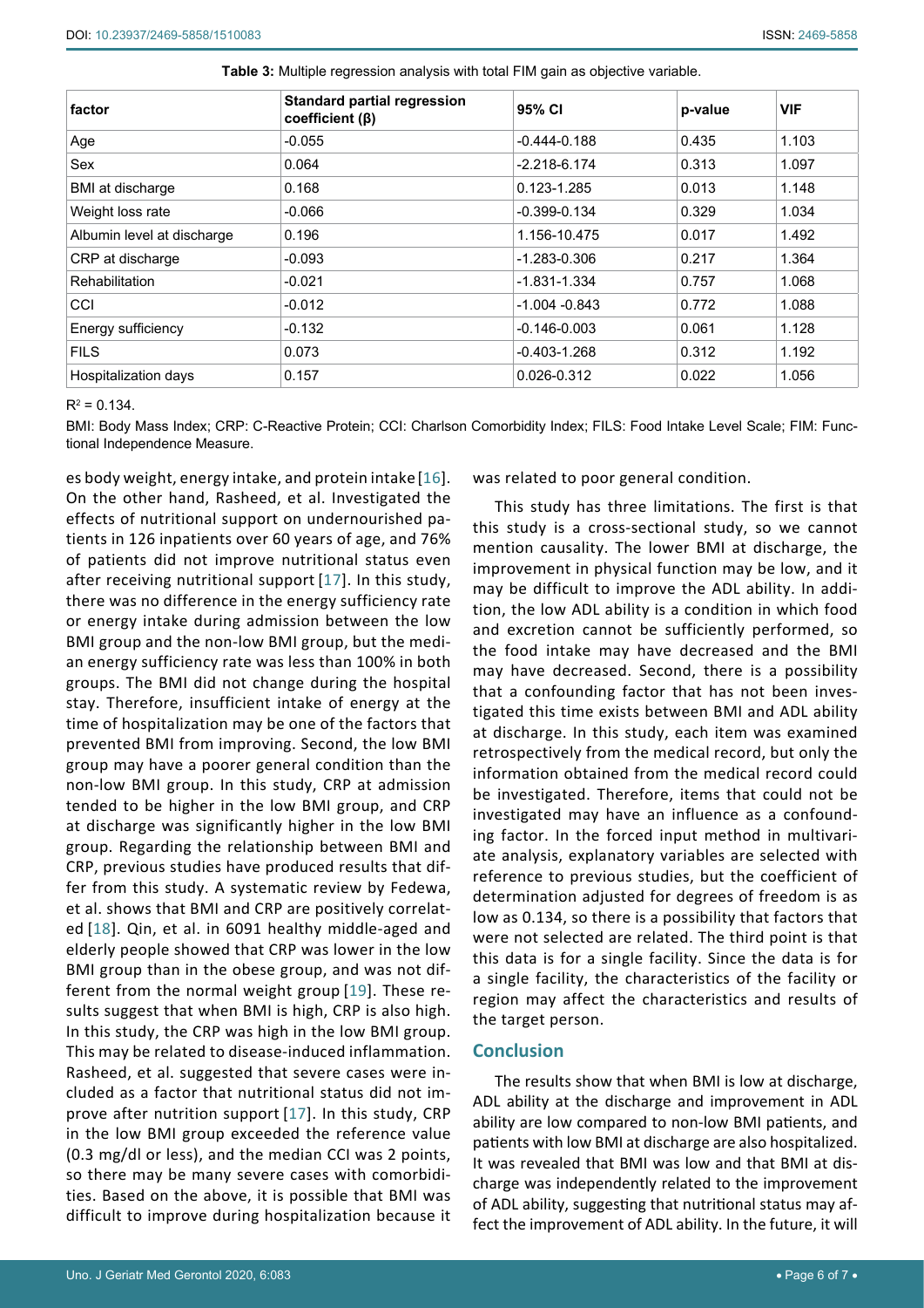**Table 3:** Multiple regression analysis with total FIM gain as objective variable.

| factor | Standard partial regression coefficient (β) | 95% CI | p-value | VIF |
|---|---|---|---|---|
| Age | -0.055 | -0.444-0.188 | 0.435 | 1.103 |
| Sex | 0.064 | -2.218-6.174 | 0.313 | 1.097 |
| BMI at discharge | 0.168 | 0.123-1.285 | 0.013 | 1.148 |
| Weight loss rate | -0.066 | -0.399-0.134 | 0.329 | 1.034 |
| Albumin level at discharge | 0.196 | 1.156-10.475 | 0.017 | 1.492 |
| CRP at discharge | -0.093 | -1.283-0.306 | 0.217 | 1.364 |
| Rehabilitation | -0.021 | -1.831-1.334 | 0.757 | 1.068 |
| CCI | -0.012 | -1.004 -0.843 | 0.772 | 1.088 |
| Energy sufficiency | -0.132 | -0.146-0.003 | 0.061 | 1.128 |
| FILS | 0.073 | -0.403-1.268 | 0.312 | 1.192 |
| Hospitalization days | 0.157 | 0.026-0.312 | 0.022 | 1.056 |

$R^2$ = 0.134.

BMI: Body Mass Index; CRP: C-Reactive Protein; CCI: Charlson Comorbidity Index; FILS: Food Intake Level Scale; FIM: Functional Independence Measure.

es body weight, energy intake, and protein intake [16]. On the other hand, Rasheed, et al. Investigated the effects of nutritional support on undernourished patients in 126 inpatients over 60 years of age, and 76% of patients did not improve nutritional status even after receiving nutritional support [17]. In this study, there was no difference in the energy sufficiency rate or energy intake during admission between the low BMI group and the non-low BMI group, but the median energy sufficiency rate was less than 100% in both groups. The BMI did not change during the hospital stay. Therefore, insufficient intake of energy at the time of hospitalization may be one of the factors that prevented BMI from improving. Second, the low BMI group may have a poorer general condition than the non-low BMI group. In this study, CRP at admission tended to be higher in the low BMI group, and CRP at discharge was significantly higher in the low BMI group. Regarding the relationship between BMI and CRP, previous studies have produced results that differ from this study. A systematic review by Fedewa, et al. shows that BMI and CRP are positively correlated [18]. Qin, et al. in 6091 healthy middle-aged and elderly people showed that CRP was lower in the low BMI group than in the obese group, and was not different from the normal weight group [19]. These results suggest that when BMI is high, CRP is also high. In this study, the CRP was high in the low BMI group. This may be related to disease-induced inflammation. Rasheed, et al. suggested that severe cases were included as a factor that nutritional status did not improve after nutrition support [17]. In this study, CRP in the low BMI group exceeded the reference value (0.3 mg/dl or less), and the median CCI was 2 points, so there may be many severe cases with comorbidities. Based on the above, it is possible that BMI was difficult to improve during hospitalization because it was related to poor general condition.

This study has three limitations. The first is that this study is a cross-sectional study, so we cannot mention causality. The lower BMI at discharge, the improvement in physical function may be low, and it may be difficult to improve the ADL ability. In addition, the low ADL ability is a condition in which food and excretion cannot be sufficiently performed, so the food intake may have decreased and the BMI may have decreased. Second, there is a possibility that a confounding factor that has not been investigated this time exists between BMI and ADL ability at discharge. In this study, each item was examined retrospectively from the medical record, but only the information obtained from the medical record could be investigated. Therefore, items that could not be investigated may have an influence as a confounding factor. In the forced input method in multivariate analysis, explanatory variables are selected with reference to previous studies, but the coefficient of determination adjusted for degrees of freedom is as low as 0.134, so there is a possibility that factors that were not selected are related. The third point is that this data is for a single facility. Since the data is for a single facility, the characteristics of the facility or region may affect the characteristics and results of the target person.

## Conclusion

The results show that when BMI is low at discharge, ADL ability at the discharge and improvement in ADL ability are low compared to non-low BMI patients, and patients with low BMI at discharge are also hospitalized. It was revealed that BMI was low and that BMI at discharge was independently related to the improvement of ADL ability, suggesting that nutritional status may affect the improvement of ADL ability. In the future, it will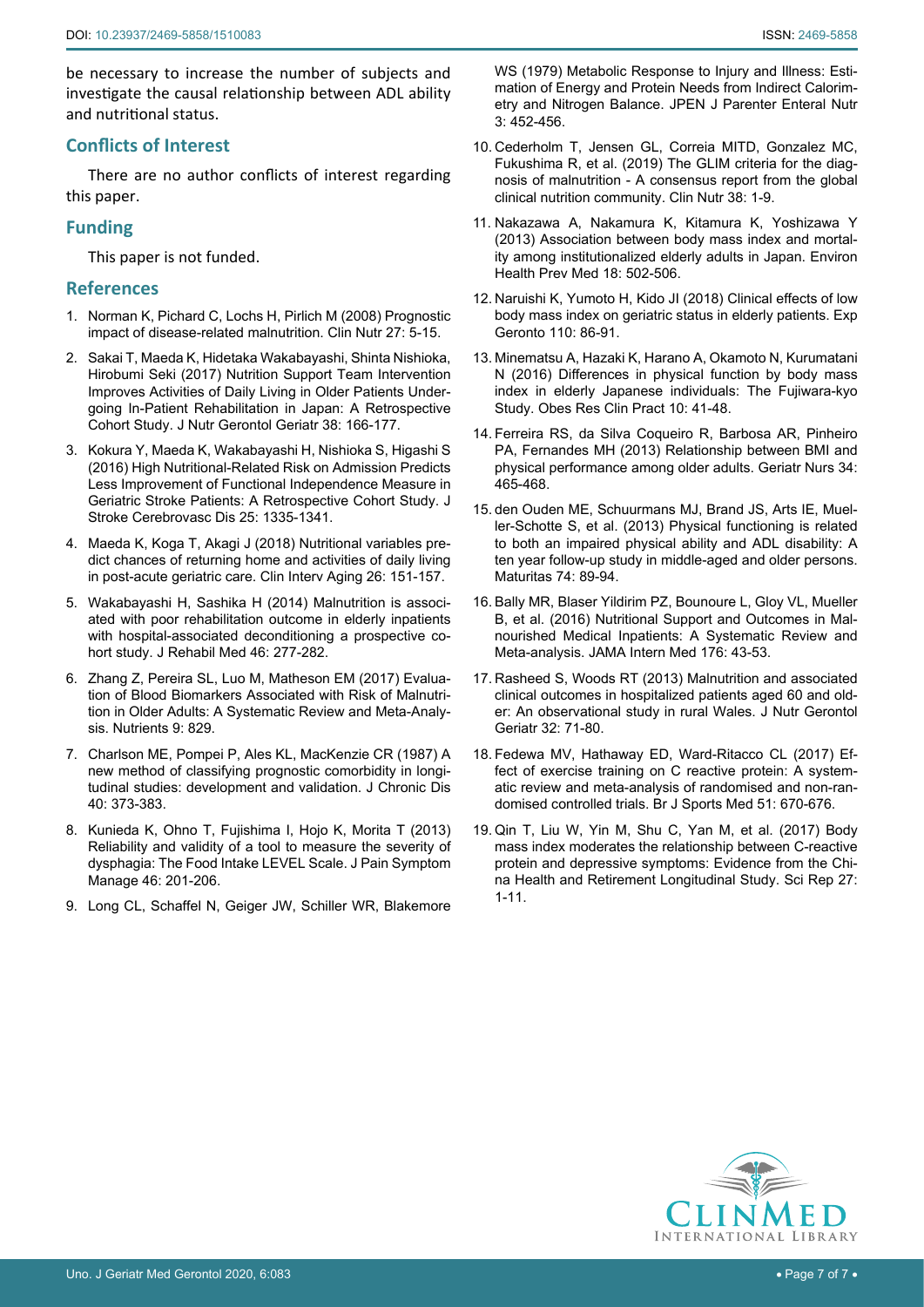be necessary to increase the number of subjects and investigate the causal relationship between ADL ability and nutritional status.

## Conflicts of Interest

There are no author conflicts of interest regarding this paper.

## Funding

This paper is not funded.

## References

1. Norman K, Pichard C, Lochs H, Pirlich M (2008) Prognostic impact of disease-related malnutrition. Clin Nutr 27: 5-15.
2. Sakai T, Maeda K, Hidetaka Wakabayashi, Shinta Nishioka, Hirobumi Seki (2017) Nutrition Support Team Intervention Improves Activities of Daily Living in Older Patients Undergoing In-Patient Rehabilitation in Japan: A Retrospective Cohort Study. J Nutr Gerontol Geriatr 38: 166-177.
3. Kokura Y, Maeda K, Wakabayashi H, Nishioka S, Higashi S (2016) High Nutritional-Related Risk on Admission Predicts Less Improvement of Functional Independence Measure in Geriatric Stroke Patients: A Retrospective Cohort Study. J Stroke Cerebrovasc Dis 25: 1335-1341.
4. Maeda K, Koga T, Akagi J (2018) Nutritional variables predict chances of returning home and activities of daily living in post-acute geriatric care. Clin Interv Aging 26: 151-157.
5. Wakabayashi H, Sashika H (2014) Malnutrition is associated with poor rehabilitation outcome in elderly inpatients with hospital-associated deconditioning a prospective cohort study. J Rehabil Med 46: 277-282.
6. Zhang Z, Pereira SL, Luo M, Matheson EM (2017) Evaluation of Blood Biomarkers Associated with Risk of Malnutrition in Older Adults: A Systematic Review and Meta-Analysis. Nutrients 9: 829.
7. Charlson ME, Pompei P, Ales KL, MacKenzie CR (1987) A new method of classifying prognostic comorbidity in longitudinal studies: development and validation. J Chronic Dis 40: 373-383.
8. Kunieda K, Ohno T, Fujishima I, Hojo K, Morita T (2013) Reliability and validity of a tool to measure the severity of dysphagia: The Food Intake LEVEL Scale. J Pain Symptom Manage 46: 201-206.
9. Long CL, Schaffel N, Geiger JW, Schiller WR, Blakemore WS (1979) Metabolic Response to Injury and Illness: Estimation of Energy and Protein Needs from Indirect Calorimetry and Nitrogen Balance. JPEN J Parenter Enteral Nutr 3: 452-456.
10. Cederholm T, Jensen GL, Correia MITD, Gonzalez MC, Fukushima R, et al. (2019) The GLIM criteria for the diagnosis of malnutrition - A consensus report from the global clinical nutrition community. Clin Nutr 38: 1-9.
11. Nakazawa A, Nakamura K, Kitamura K, Yoshizawa Y (2013) Association between body mass index and mortality among institutionalized elderly adults in Japan. Environ Health Prev Med 18: 502-506.
12. Naruishi K, Yumoto H, Kido JI (2018) Clinical effects of low body mass index on geriatric status in elderly patients. Exp Geronto 110: 86-91.
13. Minematsu A, Hazaki K, Harano A, Okamoto N, Kurumatani N (2016) Differences in physical function by body mass index in elderly Japanese individuals: The Fujiwara-kyo Study. Obes Res Clin Pract 10: 41-48.
14. Ferreira RS, da Silva Coqueiro R, Barbosa AR, Pinheiro PA, Fernandes MH (2013) Relationship between BMI and physical performance among older adults. Geriatr Nurs 34: 465-468.
15. den Ouden ME, Schuurmans MJ, Brand JS, Arts IE, Mueller-Schotte S, et al. (2013) Physical functioning is related to both an impaired physical ability and ADL disability: A ten year follow-up study in middle-aged and older persons. Maturitas 74: 89-94.
16. Bally MR, Blaser Yildirim PZ, Bounoure L, Gloy VL, Mueller B, et al. (2016) Nutritional Support and Outcomes in Malnourished Medical Inpatients: A Systematic Review and Meta-analysis. JAMA Intern Med 176: 43-53.
17. Rasheed S, Woods RT (2013) Malnutrition and associated clinical outcomes in hospitalized patients aged 60 and older: An observational study in rural Wales. J Nutr Gerontol Geriatr 32: 71-80.
18. Fedewa MV, Hathaway ED, Ward-Ritacco CL (2017) Effect of exercise training on C reactive protein: A systematic review and meta-analysis of randomised and non-randomised controlled trials. Br J Sports Med 51: 670-676.
19. Qin T, Liu W, Yin M, Shu C, Yan M, et al. (2017) Body mass index moderates the relationship between C-reactive protein and depressive symptoms: Evidence from the China Health and Retirement Longitudinal Study. Sci Rep 27: 1-11.